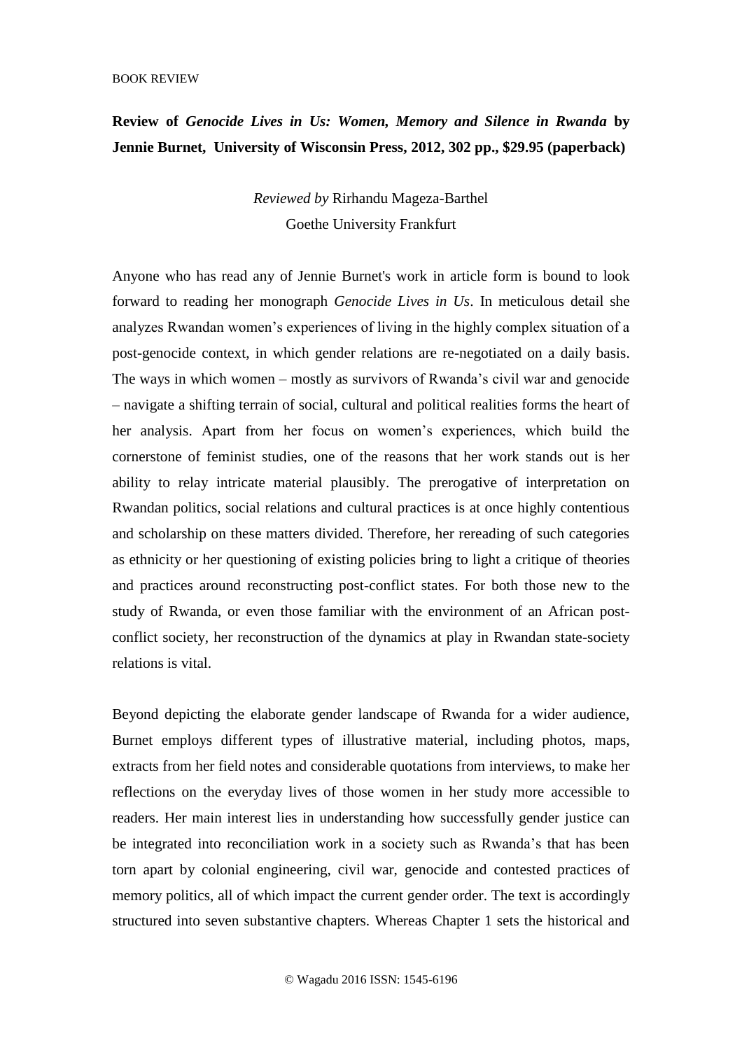BOOK REVIEW

**Review of *Genocide Lives in Us: Women, Memory and Silence in Rwanda* by Jennie Burnet, University of Wisconsin Press, 2012, 302 pp., $29.95 (paperback)**

*Reviewed by* Rirhandu Mageza-Barthel
Goethe University Frankfurt

Anyone who has read any of Jennie Burnet's work in article form is bound to look forward to reading her monograph *Genocide Lives in Us*. In meticulous detail she analyzes Rwandan women's experiences of living in the highly complex situation of a post-genocide context, in which gender relations are re-negotiated on a daily basis. The ways in which women – mostly as survivors of Rwanda's civil war and genocide – navigate a shifting terrain of social, cultural and political realities forms the heart of her analysis. Apart from her focus on women's experiences, which build the cornerstone of feminist studies, one of the reasons that her work stands out is her ability to relay intricate material plausibly. The prerogative of interpretation on Rwandan politics, social relations and cultural practices is at once highly contentious and scholarship on these matters divided. Therefore, her rereading of such categories as ethnicity or her questioning of existing policies bring to light a critique of theories and practices around reconstructing post-conflict states. For both those new to the study of Rwanda, or even those familiar with the environment of an African post-conflict society, her reconstruction of the dynamics at play in Rwandan state-society relations is vital.

Beyond depicting the elaborate gender landscape of Rwanda for a wider audience, Burnet employs different types of illustrative material, including photos, maps, extracts from her field notes and considerable quotations from interviews, to make her reflections on the everyday lives of those women in her study more accessible to readers. Her main interest lies in understanding how successfully gender justice can be integrated into reconciliation work in a society such as Rwanda's that has been torn apart by colonial engineering, civil war, genocide and contested practices of memory politics, all of which impact the current gender order. The text is accordingly structured into seven substantive chapters. Whereas Chapter 1 sets the historical and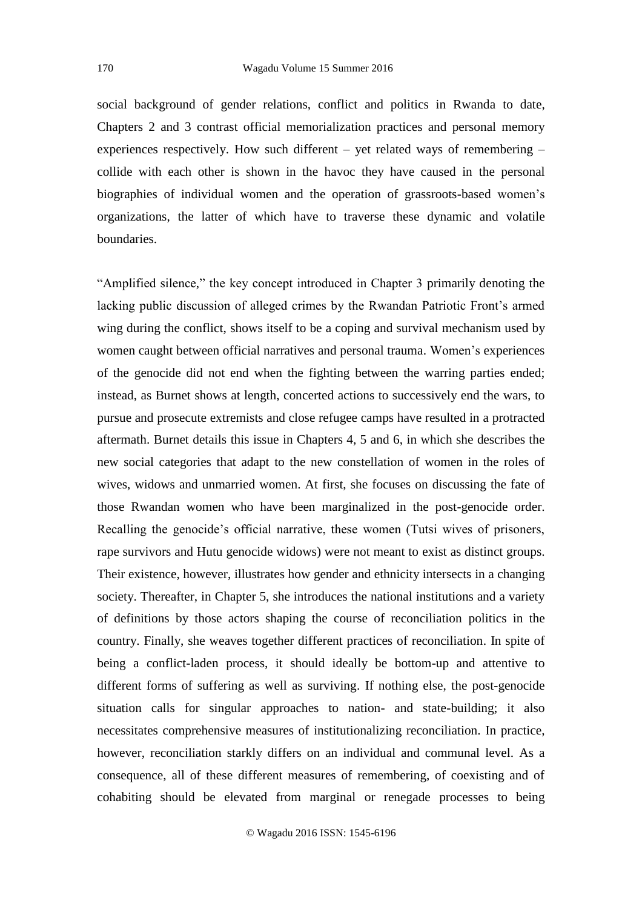social background of gender relations, conflict and politics in Rwanda to date, Chapters 2 and 3 contrast official memorialization practices and personal memory experiences respectively. How such different – yet related ways of remembering – collide with each other is shown in the havoc they have caused in the personal biographies of individual women and the operation of grassroots-based women's organizations, the latter of which have to traverse these dynamic and volatile boundaries.

"Amplified silence," the key concept introduced in Chapter 3 primarily denoting the lacking public discussion of alleged crimes by the Rwandan Patriotic Front's armed wing during the conflict, shows itself to be a coping and survival mechanism used by women caught between official narratives and personal trauma. Women's experiences of the genocide did not end when the fighting between the warring parties ended; instead, as Burnet shows at length, concerted actions to successively end the wars, to pursue and prosecute extremists and close refugee camps have resulted in a protracted aftermath. Burnet details this issue in Chapters 4, 5 and 6, in which she describes the new social categories that adapt to the new constellation of women in the roles of wives, widows and unmarried women. At first, she focuses on discussing the fate of those Rwandan women who have been marginalized in the post-genocide order. Recalling the genocide's official narrative, these women (Tutsi wives of prisoners, rape survivors and Hutu genocide widows) were not meant to exist as distinct groups. Their existence, however, illustrates how gender and ethnicity intersects in a changing society. Thereafter, in Chapter 5, she introduces the national institutions and a variety of definitions by those actors shaping the course of reconciliation politics in the country. Finally, she weaves together different practices of reconciliation. In spite of being a conflict-laden process, it should ideally be bottom-up and attentive to different forms of suffering as well as surviving. If nothing else, the post-genocide situation calls for singular approaches to nation- and state-building; it also necessitates comprehensive measures of institutionalizing reconciliation. In practice, however, reconciliation starkly differs on an individual and communal level. As a consequence, all of these different measures of remembering, of coexisting and of cohabiting should be elevated from marginal or renegade processes to being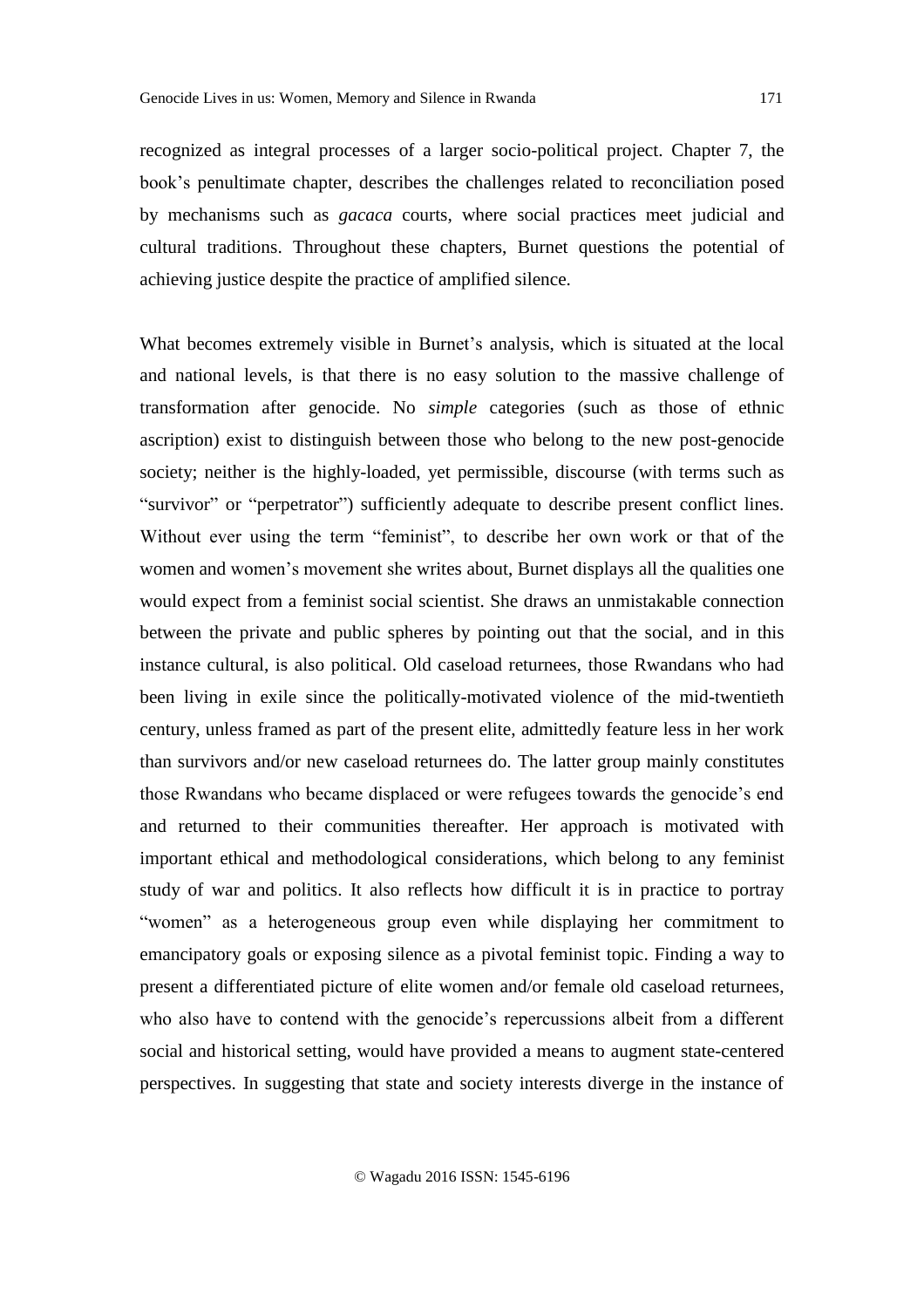recognized as integral processes of a larger socio-political project. Chapter 7, the book's penultimate chapter, describes the challenges related to reconciliation posed by mechanisms such as *gacaca* courts, where social practices meet judicial and cultural traditions. Throughout these chapters, Burnet questions the potential of achieving justice despite the practice of amplified silence.

What becomes extremely visible in Burnet's analysis, which is situated at the local and national levels, is that there is no easy solution to the massive challenge of transformation after genocide. No *simple* categories (such as those of ethnic ascription) exist to distinguish between those who belong to the new post-genocide society; neither is the highly-loaded, yet permissible, discourse (with terms such as "survivor" or "perpetrator") sufficiently adequate to describe present conflict lines. Without ever using the term "feminist", to describe her own work or that of the women and women's movement she writes about, Burnet displays all the qualities one would expect from a feminist social scientist. She draws an unmistakable connection between the private and public spheres by pointing out that the social, and in this instance cultural, is also political. Old caseload returnees, those Rwandans who had been living in exile since the politically-motivated violence of the mid-twentieth century, unless framed as part of the present elite, admittedly feature less in her work than survivors and/or new caseload returnees do. The latter group mainly constitutes those Rwandans who became displaced or were refugees towards the genocide's end and returned to their communities thereafter. Her approach is motivated with important ethical and methodological considerations, which belong to any feminist study of war and politics. It also reflects how difficult it is in practice to portray "women" as a heterogeneous group even while displaying her commitment to emancipatory goals or exposing silence as a pivotal feminist topic. Finding a way to present a differentiated picture of elite women and/or female old caseload returnees, who also have to contend with the genocide's repercussions albeit from a different social and historical setting, would have provided a means to augment state-centered perspectives. In suggesting that state and society interests diverge in the instance of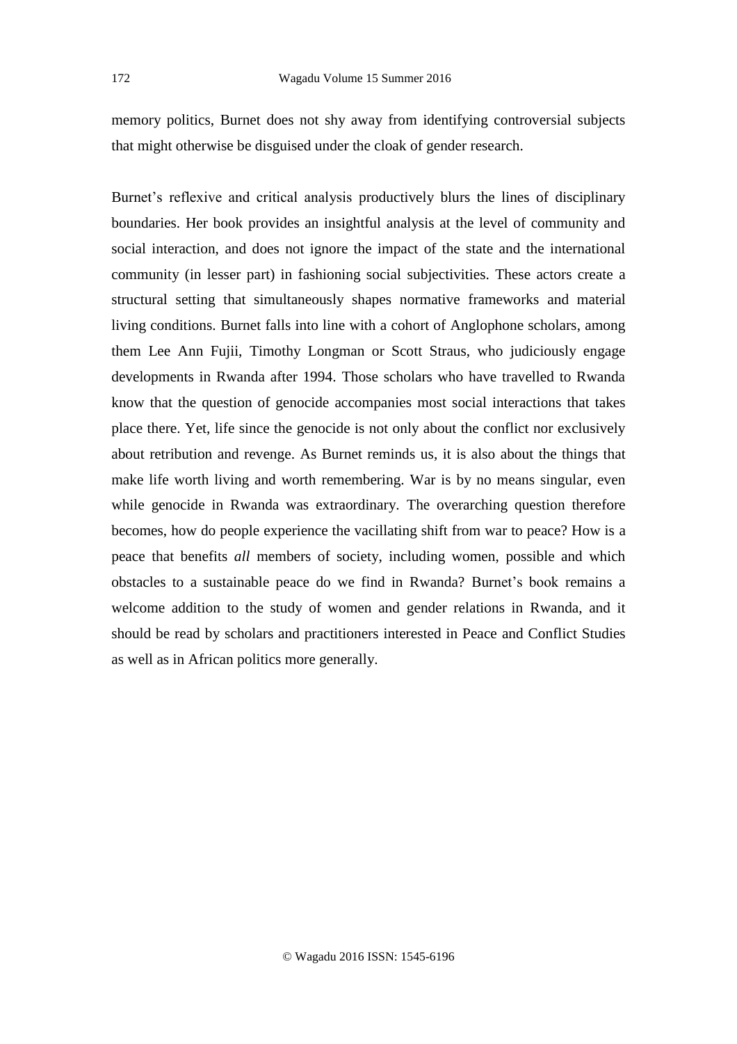memory politics, Burnet does not shy away from identifying controversial subjects that might otherwise be disguised under the cloak of gender research.

Burnet's reflexive and critical analysis productively blurs the lines of disciplinary boundaries. Her book provides an insightful analysis at the level of community and social interaction, and does not ignore the impact of the state and the international community (in lesser part) in fashioning social subjectivities. These actors create a structural setting that simultaneously shapes normative frameworks and material living conditions. Burnet falls into line with a cohort of Anglophone scholars, among them Lee Ann Fujii, Timothy Longman or Scott Straus, who judiciously engage developments in Rwanda after 1994. Those scholars who have travelled to Rwanda know that the question of genocide accompanies most social interactions that takes place there. Yet, life since the genocide is not only about the conflict nor exclusively about retribution and revenge. As Burnet reminds us, it is also about the things that make life worth living and worth remembering. War is by no means singular, even while genocide in Rwanda was extraordinary. The overarching question therefore becomes, how do people experience the vacillating shift from war to peace? How is a peace that benefits *all* members of society, including women, possible and which obstacles to a sustainable peace do we find in Rwanda? Burnet's book remains a welcome addition to the study of women and gender relations in Rwanda, and it should be read by scholars and practitioners interested in Peace and Conflict Studies as well as in African politics more generally.